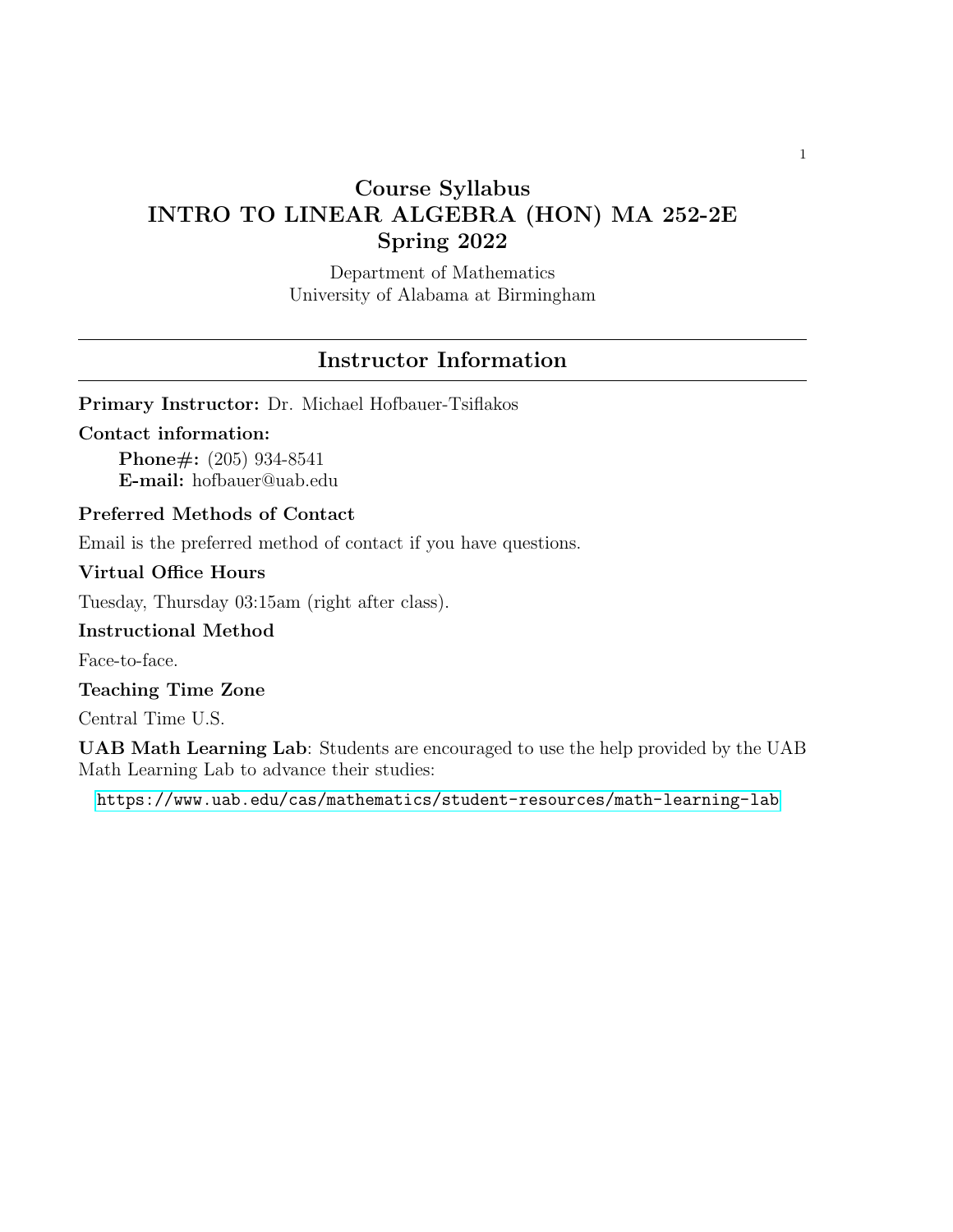# Course Syllabus
# INTRO TO LINEAR ALGEBRA (HON) MA 252-2E
# Spring 2022

Department of Mathematics
University of Alabama at Birmingham

## Instructor Information

**Primary Instructor:** Dr. Michael Hofbauer-Tsiflakos

**Contact information:**

**Phone#:** (205) 934-8541
**E-mail:** hofbauer@uab.edu

### Preferred Methods of Contact

Email is the preferred method of contact if you have questions.

### Virtual Office Hours

Tuesday, Thursday 03:15am (right after class).

### Instructional Method

Face-to-face.

### Teaching Time Zone

Central Time U.S.

**UAB Math Learning Lab**: Students are encouraged to use the help provided by the UAB Math Learning Lab to advance their studies:

https://www.uab.edu/cas/mathematics/student-resources/math-learning-lab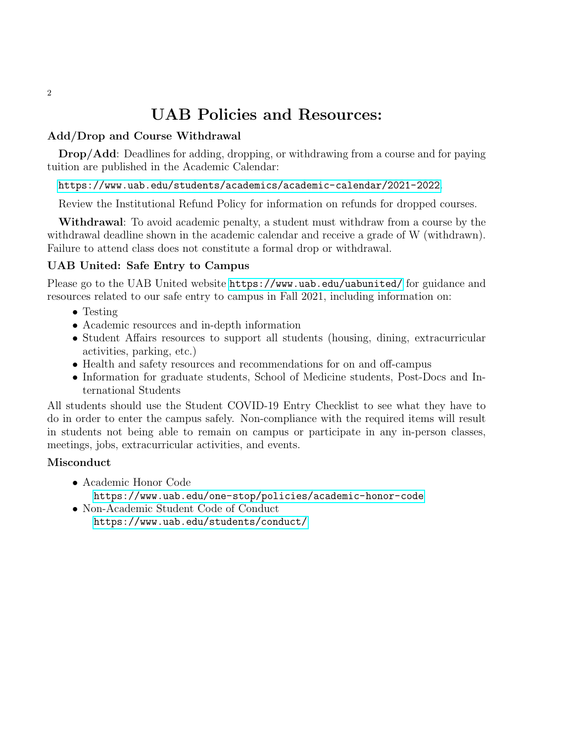# UAB Policies and Resources:

## Add/Drop and Course Withdrawal

**Drop/Add**: Deadlines for adding, dropping, or withdrawing from a course and for paying tuition are published in the Academic Calendar:

https://www.uab.edu/students/academics/academic-calendar/2021-2022

Review the Institutional Refund Policy for information on refunds for dropped courses.

**Withdrawal**: To avoid academic penalty, a student must withdraw from a course by the withdrawal deadline shown in the academic calendar and receive a grade of W (withdrawn). Failure to attend class does not constitute a formal drop or withdrawal.

## UAB United: Safe Entry to Campus

Please go to the UAB United website https://www.uab.edu/uabunited/ for guidance and resources related to our safe entry to campus in Fall 2021, including information on:

- Testing
- Academic resources and in-depth information
- Student Affairs resources to support all students (housing, dining, extracurricular activities, parking, etc.)
- Health and safety resources and recommendations for on and off-campus
- Information for graduate students, School of Medicine students, Post-Docs and International Students

All students should use the Student COVID-19 Entry Checklist to see what they have to do in order to enter the campus safely. Non-compliance with the required items will result in students not being able to remain on campus or participate in any in-person classes, meetings, jobs, extracurricular activities, and events.

## Misconduct

- Academic Honor Code
  https://www.uab.edu/one-stop/policies/academic-honor-code
- Non-Academic Student Code of Conduct
  https://www.uab.edu/students/conduct/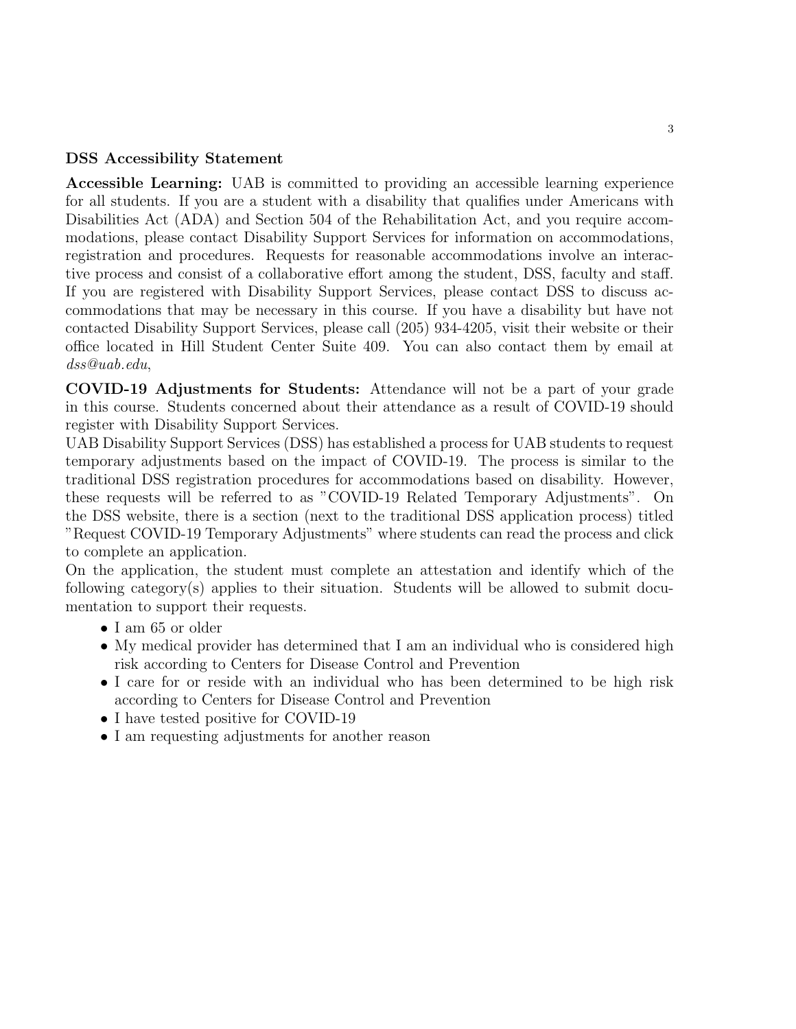### DSS Accessibility Statement

**Accessible Learning:** UAB is committed to providing an accessible learning experience for all students. If you are a student with a disability that qualifies under Americans with Disabilities Act (ADA) and Section 504 of the Rehabilitation Act, and you require accommodations, please contact Disability Support Services for information on accommodations, registration and procedures. Requests for reasonable accommodations involve an interactive process and consist of a collaborative effort among the student, DSS, faculty and staff. If you are registered with Disability Support Services, please contact DSS to discuss accommodations that may be necessary in this course. If you have a disability but have not contacted Disability Support Services, please call (205) 934-4205, visit their website or their office located in Hill Student Center Suite 409. You can also contact them by email at *dss@uab.edu*,

**COVID-19 Adjustments for Students:** Attendance will not be a part of your grade in this course. Students concerned about their attendance as a result of COVID-19 should register with Disability Support Services.

UAB Disability Support Services (DSS) has established a process for UAB students to request temporary adjustments based on the impact of COVID-19. The process is similar to the traditional DSS registration procedures for accommodations based on disability. However, these requests will be referred to as "COVID-19 Related Temporary Adjustments". On the DSS website, there is a section (next to the traditional DSS application process) titled "Request COVID-19 Temporary Adjustments" where students can read the process and click to complete an application.

On the application, the student must complete an attestation and identify which of the following category(s) applies to their situation. Students will be allowed to submit documentation to support their requests.

- I am 65 or older
- My medical provider has determined that I am an individual who is considered high risk according to Centers for Disease Control and Prevention
- I care for or reside with an individual who has been determined to be high risk according to Centers for Disease Control and Prevention
- I have tested positive for COVID-19
- I am requesting adjustments for another reason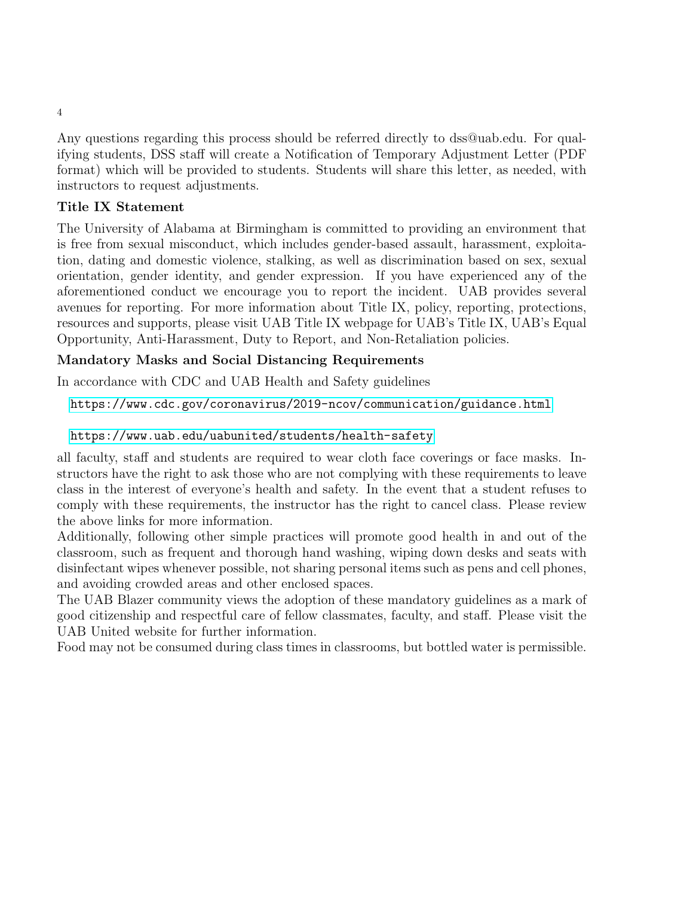Any questions regarding this process should be referred directly to dss@uab.edu. For qualifying students, DSS staff will create a Notification of Temporary Adjustment Letter (PDF format) which will be provided to students. Students will share this letter, as needed, with instructors to request adjustments.

**Title IX Statement**

The University of Alabama at Birmingham is committed to providing an environment that is free from sexual misconduct, which includes gender-based assault, harassment, exploitation, dating and domestic violence, stalking, as well as discrimination based on sex, sexual orientation, gender identity, and gender expression. If you have experienced any of the aforementioned conduct we encourage you to report the incident. UAB provides several avenues for reporting. For more information about Title IX, policy, reporting, protections, resources and supports, please visit UAB Title IX webpage for UAB's Title IX, UAB's Equal Opportunity, Anti-Harassment, Duty to Report, and Non-Retaliation policies.

**Mandatory Masks and Social Distancing Requirements**

In accordance with CDC and UAB Health and Safety guidelines

https://www.cdc.gov/coronavirus/2019-ncov/communication/guidance.html

https://www.uab.edu/uabunited/students/health-safety

all faculty, staff and students are required to wear cloth face coverings or face masks. Instructors have the right to ask those who are not complying with these requirements to leave class in the interest of everyone's health and safety. In the event that a student refuses to comply with these requirements, the instructor has the right to cancel class. Please review the above links for more information.

Additionally, following other simple practices will promote good health in and out of the classroom, such as frequent and thorough hand washing, wiping down desks and seats with disinfectant wipes whenever possible, not sharing personal items such as pens and cell phones, and avoiding crowded areas and other enclosed spaces.

The UAB Blazer community views the adoption of these mandatory guidelines as a mark of good citizenship and respectful care of fellow classmates, faculty, and staff. Please visit the UAB United website for further information.

Food may not be consumed during class times in classrooms, but bottled water is permissible.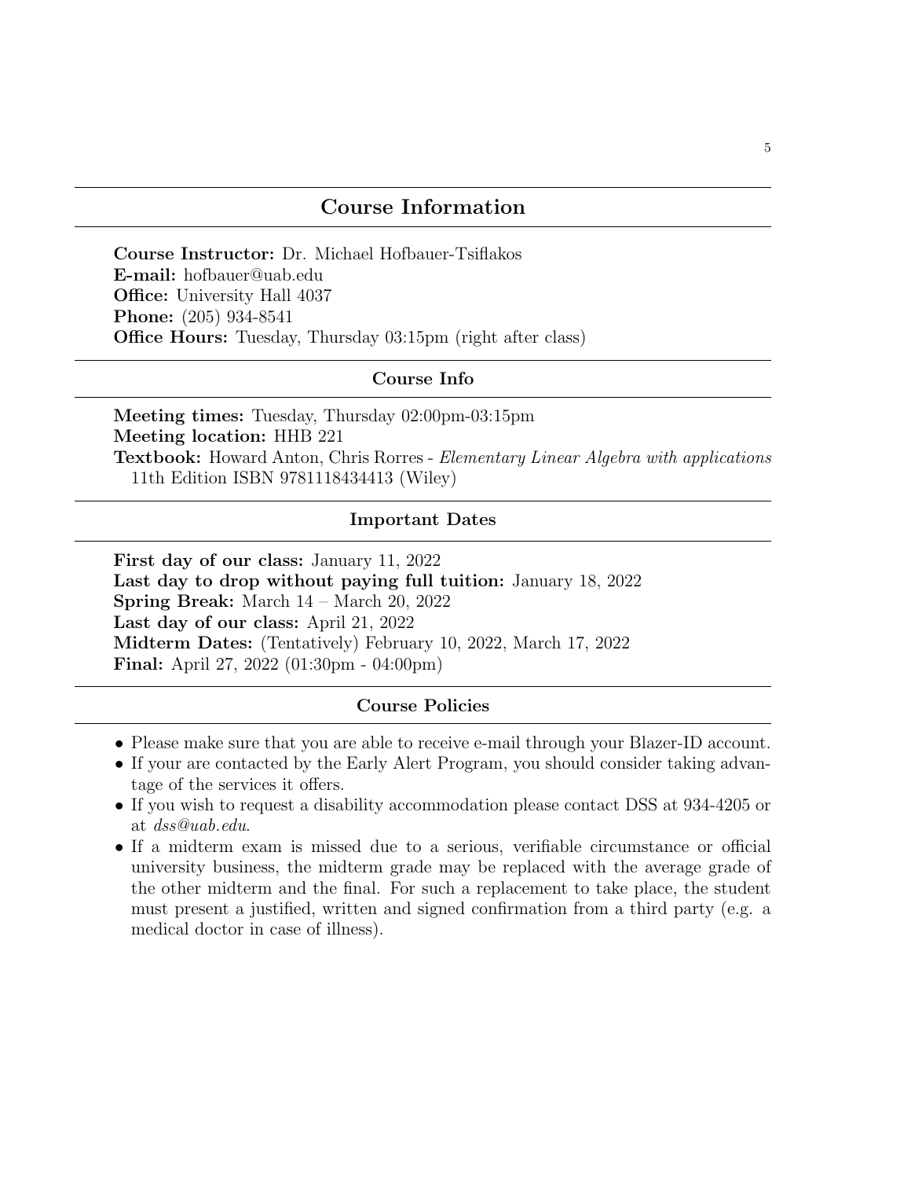## Course Information

**Course Instructor:** Dr. Michael Hofbauer-Tsiflakos
**E-mail:** hofbauer@uab.edu
**Office:** University Hall 4037
**Phone:** (205) 934-8541
**Office Hours:** Tuesday, Thursday 03:15pm (right after class)

### Course Info

**Meeting times:** Tuesday, Thursday 02:00pm-03:15pm
**Meeting location:** HHB 221
**Textbook:** Howard Anton, Chris Rorres - *Elementary Linear Algebra with applications* 11th Edition ISBN 9781118434413 (Wiley)

### Important Dates

**First day of our class:** January 11, 2022
**Last day to drop without paying full tuition:** January 18, 2022
**Spring Break:** March 14 – March 20, 2022
**Last day of our class:** April 21, 2022
**Midterm Dates:** (Tentatively) February 10, 2022, March 17, 2022
**Final:** April 27, 2022 (01:30pm - 04:00pm)

### Course Policies

- Please make sure that you are able to receive e-mail through your Blazer-ID account.
- If your are contacted by the Early Alert Program, you should consider taking advantage of the services it offers.
- If you wish to request a disability accommodation please contact DSS at 934-4205 or at *dss@uab.edu*.
- If a midterm exam is missed due to a serious, verifiable circumstance or official university business, the midterm grade may be replaced with the average grade of the other midterm and the final. For such a replacement to take place, the student must present a justified, written and signed confirmation from a third party (e.g. a medical doctor in case of illness).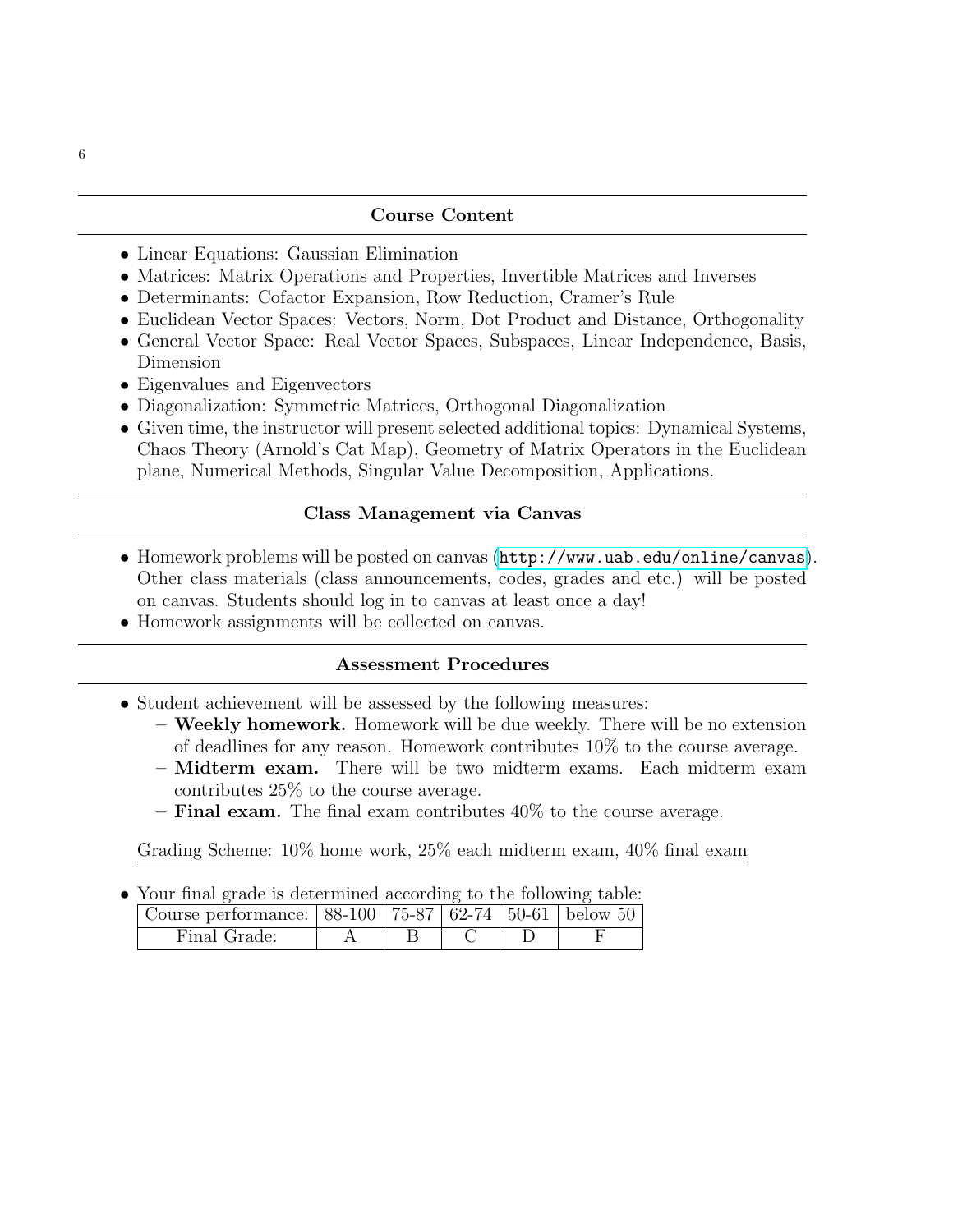## Course Content

- Linear Equations: Gaussian Elimination
- Matrices: Matrix Operations and Properties, Invertible Matrices and Inverses
- Determinants: Cofactor Expansion, Row Reduction, Cramer's Rule
- Euclidean Vector Spaces: Vectors, Norm, Dot Product and Distance, Orthogonality
- General Vector Space: Real Vector Spaces, Subspaces, Linear Independence, Basis, Dimension
- Eigenvalues and Eigenvectors
- Diagonalization: Symmetric Matrices, Orthogonal Diagonalization
- Given time, the instructor will present selected additional topics: Dynamical Systems, Chaos Theory (Arnold's Cat Map), Geometry of Matrix Operators in the Euclidean plane, Numerical Methods, Singular Value Decomposition, Applications.

## Class Management via Canvas

- Homework problems will be posted on canvas (`http://www.uab.edu/online/canvas`). Other class materials (class announcements, codes, grades and etc.) will be posted on canvas. Students should log in to canvas at least once a day!
- Homework assignments will be collected on canvas.

## Assessment Procedures

- Student achievement will be assessed by the following measures:
  - **Weekly homework.** Homework will be due weekly. There will be no extension of deadlines for any reason. Homework contributes 10% to the course average.
  - **Midterm exam.** There will be two midterm exams. Each midterm exam contributes 25% to the course average.
  - **Final exam.** The final exam contributes 40% to the course average.

Grading Scheme: 10% home work, 25% each midterm exam, 40% final exam

- Your final grade is determined according to the following table:

| Course performance: | 88-100 | 75-87 | 62-74 | 50-61 | below 50 |
|---|---|---|---|---|---|
| Final Grade: | A | B | C | D | F |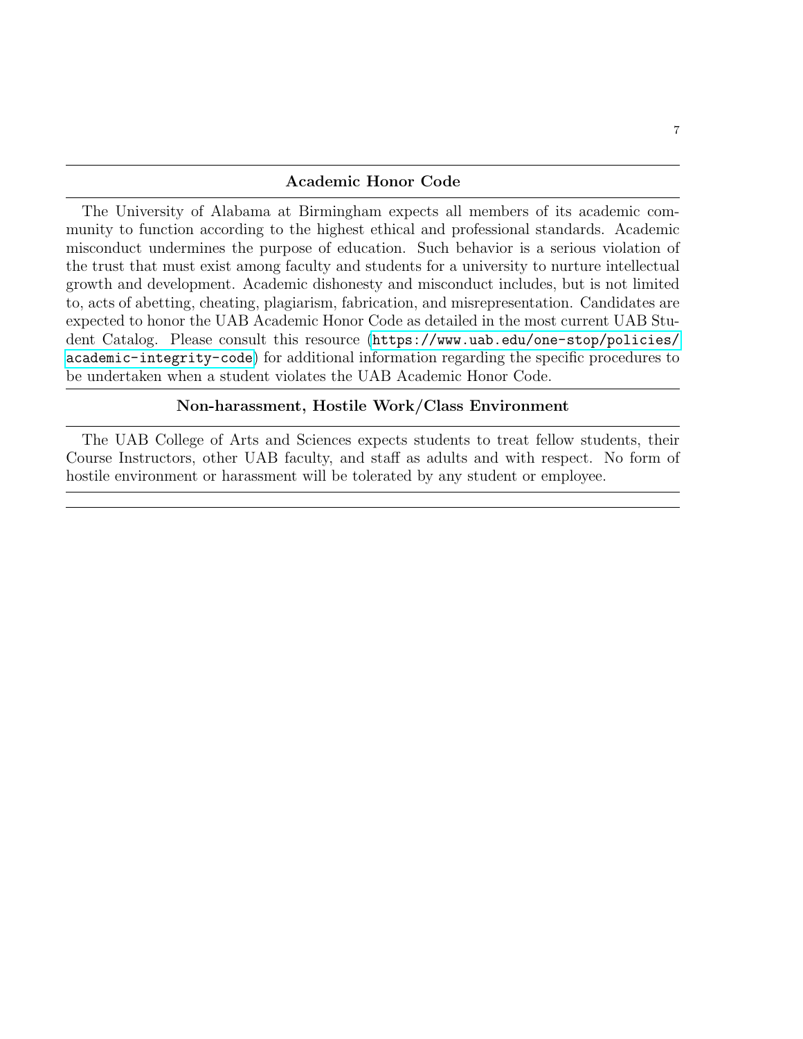## Academic Honor Code

The University of Alabama at Birmingham expects all members of its academic community to function according to the highest ethical and professional standards. Academic misconduct undermines the purpose of education. Such behavior is a serious violation of the trust that must exist among faculty and students for a university to nurture intellectual growth and development. Academic dishonesty and misconduct includes, but is not limited to, acts of abetting, cheating, plagiarism, fabrication, and misrepresentation. Candidates are expected to honor the UAB Academic Honor Code as detailed in the most current UAB Student Catalog. Please consult this resource (https://www.uab.edu/one-stop/policies/academic-integrity-code) for additional information regarding the specific procedures to be undertaken when a student violates the UAB Academic Honor Code.

## Non-harassment, Hostile Work/Class Environment

The UAB College of Arts and Sciences expects students to treat fellow students, their Course Instructors, other UAB faculty, and staff as adults and with respect. No form of hostile environment or harassment will be tolerated by any student or employee.